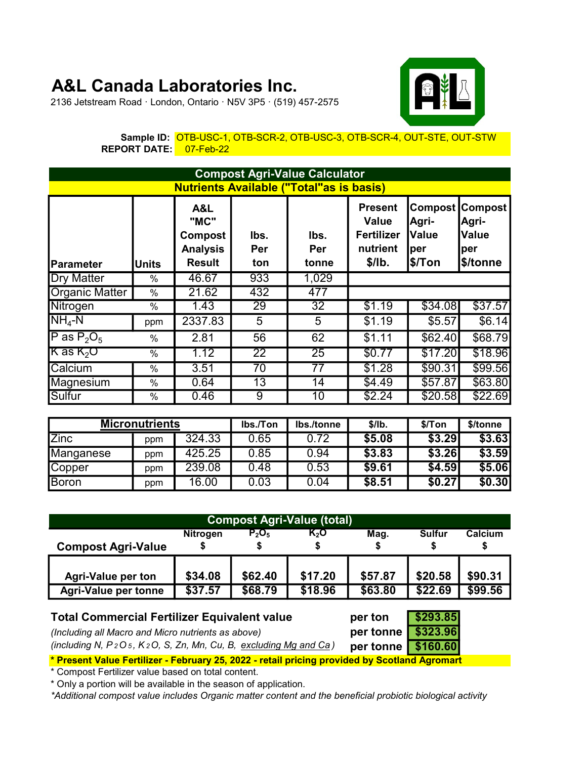# A&L Canada Laboratories Inc.

2136 Jetstream Road · London, Ontario · N5V 3P5 · (519) 457-2575

**Sample ID:** OTB-USC-1, OTB-SCR-2, OTB-USC-3, OTB-SCR-4, OUT-STE, OUT-STW
**REPORT DATE:** 07-Feb-22

## Compost Agri-Value Calculator

### Nutrients Available ("Total"as is basis)

| Parameter | Units | A&L "MC" Compost Analysis Result | lbs. Per ton | lbs. Per tonne | Present Value Fertilizer nutrient $/lb. | Compost Agri-Value per $/Ton | Compost Agri-Value per $/tonne |
|---|---|---|---|---|---|---|---|
| Dry Matter | % | 46.67 | 933 | 1,029 | | | |
| Organic Matter | % | 21.62 | 432 | 477 | | | |
| Nitrogen | % | 1.43 | 29 | 32 | $1.19 | $34.08 | $37.57 |
| $NH_4$-N | ppm | 2337.83 | 5 | 5 | $1.19 | $5.57 | $6.14 |
| P as $P_2O_5$ | % | 2.81 | 56 | 62 | $1.11 | $62.40 | $68.79 |
| K as $K_2O$ | % | 1.12 | 22 | 25 | $0.77 | $17.20 | $18.96 |
| Calcium | % | 3.51 | 70 | 77 | $1.28 | $90.31 | $99.56 |
| Magnesium | % | 0.64 | 13 | 14 | $4.49 | $57.87 | $63.80 |
| Sulfur | % | 0.46 | 9 | 10 | $2.24 | $20.58 | $22.69 |

| Micronutrients | | | lbs./Ton | lbs./tonne | $/lb. | $/Ton | $/tonne |
|---|---|---|---|---|---|---|---|
| Zinc | ppm | 324.33 | 0.65 | 0.72 | **$5.08** | **$3.29** | **$3.63** |
| Manganese | ppm | 425.25 | 0.85 | 0.94 | **$3.83** | **$3.26** | **$3.59** |
| Copper | ppm | 239.08 | 0.48 | 0.53 | **$9.61** | **$4.59** | **$5.06** |
| Boron | ppm | 16.00 | 0.03 | 0.04 | **$8.51** | **$0.27** | **$0.30** |

## Compost Agri-Value (total)

| Compost Agri-Value | Nitrogen $ | $P_2O_5$ $ | $K_2O$ $ | Mag. $ | Sulfur $ | Calcium $ |
|---|---|---|---|---|---|---|
| Agri-Value per ton | $34.08 | $62.40 | $17.20 | $57.87 | $20.58 | $90.31 |
| Agri-Value per tonne | $37.57 | $68.79 | $18.96 | $63.80 | $22.69 | $99.56 |

| **Total Commercial Fertilizer Equivalent value** | per ton | **$293.85** |
|---|---|---|
| *(Including all Macro and Micro nutrients as above)* | per tonne | **$323.96** |
| *(including N, $P_2O_5$, $K_2O$, S, Zn, Mn, Cu, B, excluding Mg and Ca)* | per tonne | **$160.60** |

**\* Present Value Fertilizer - February 25, 2022 - retail pricing provided by Scotland Agromart**

\* Compost Fertilizer value based on total content.

\* Only a portion will be available in the season of application.

*\*Additional compost value includes Organic matter content and the beneficial probiotic biological activity*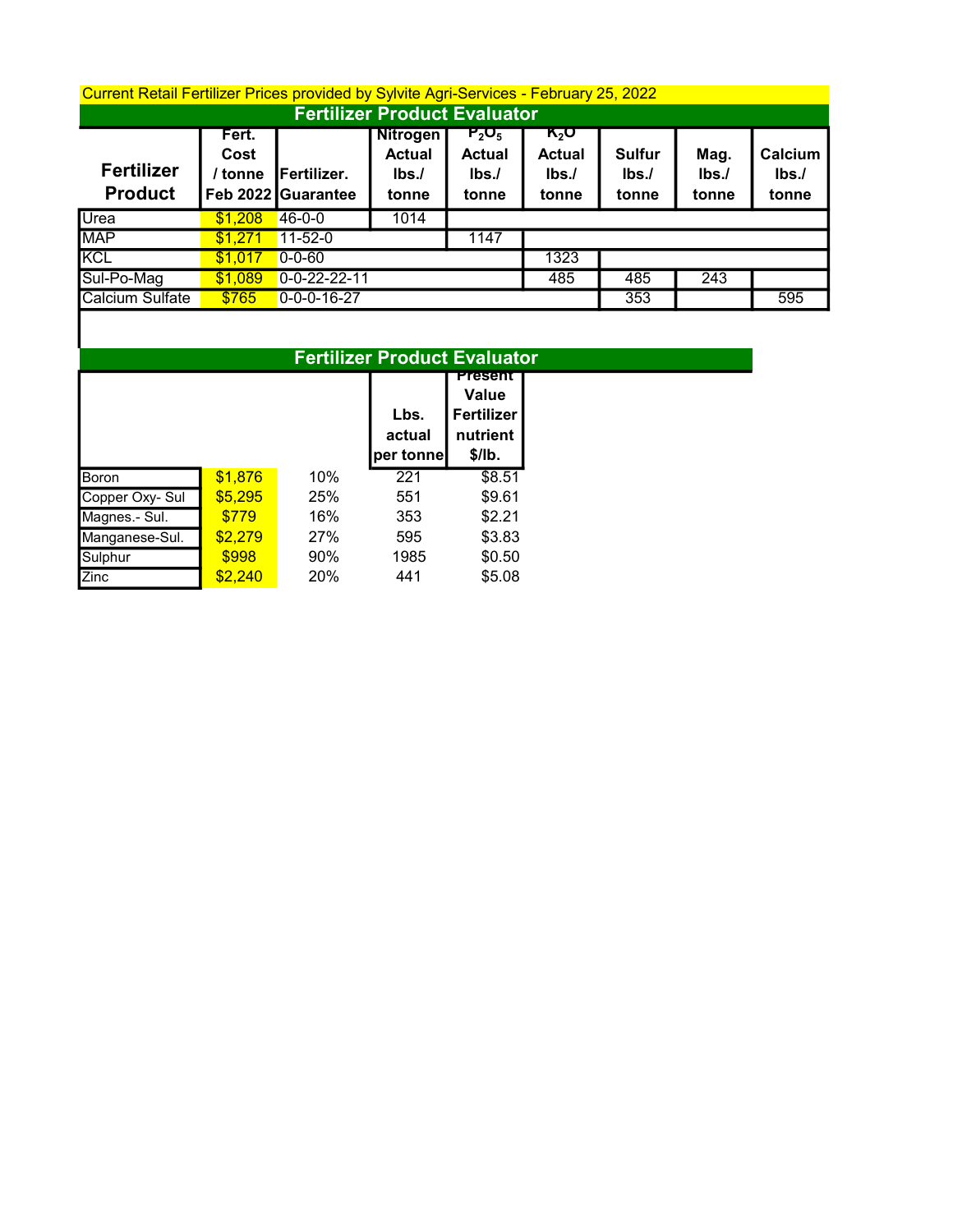Current Retail Fertilizer Prices provided by Sylvite Agri-Services - February 25, 2022

## Fertilizer Product Evaluator

| Fertilizer Product | Fert. Cost / tonne Feb 2022 | Fertilizer. Guarantee | Nitrogen Actual lbs./ tonne | $P_2O_5$ Actual lbs./ tonne | $K_2O$ Actual lbs./ tonne | Sulfur lbs./ tonne | Mag. lbs./ tonne | Calcium lbs./ tonne |
|---|---|---|---|---|---|---|---|---|
| Urea | $1,208 | 46-0-0 | 1014 | | | | | |
| MAP | $1,271 | 11-52-0 | | 1147 | | | | |
| KCL | $1,017 | 0-0-60 | | | 1323 | | | |
| Sul-Po-Mag | $1,089 | 0-0-22-22-11 | | | 485 | 485 | 243 | |
| Calcium Sulfate | $765 | 0-0-0-16-27 | | | | 353 | | 595 |

## Fertilizer Product Evaluator

| | | | Lbs. actual per tonne | Present Value Fertilizer nutrient $/lb. |
|---|---|---|---|---|
| Boron | $1,876 | 10% | 221 | $8.51 |
| Copper Oxy- Sul | $5,295 | 25% | 551 | $9.61 |
| Magnes.- Sul. | $779 | 16% | 353 | $2.21 |
| Manganese-Sul. | $2,279 | 27% | 595 | $3.83 |
| Sulphur | $998 | 90% | 1985 | $0.50 |
| Zinc | $2,240 | 20% | 441 | $5.08 |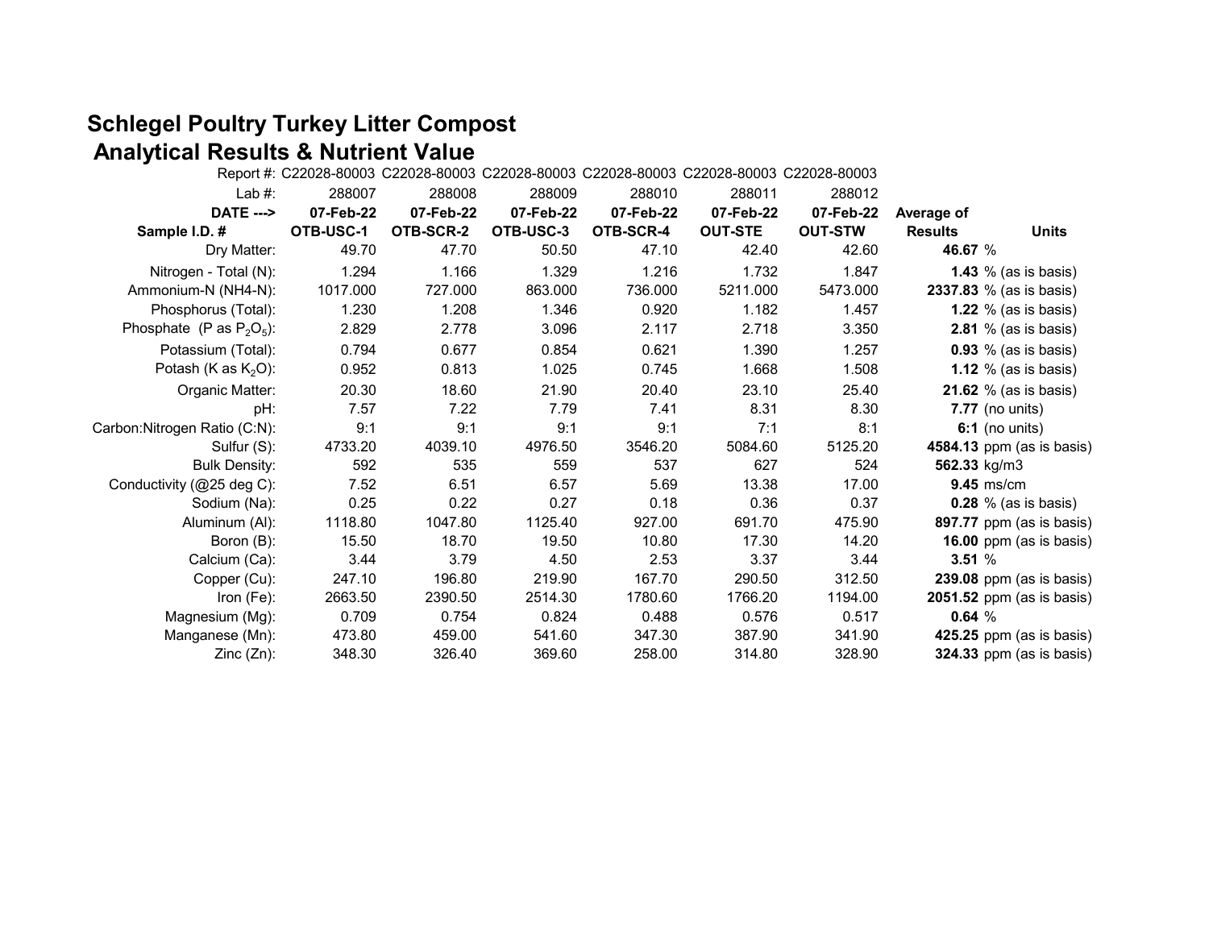# Schlegel Poultry Turkey Litter Compost

## Analytical Results & Nutrient Value

| | | | | | | | | |
|---|---|---|---|---|---|---|---|---|
| Report #: | C22028-80003 | C22028-80003 | C22028-80003 | C22028-80003 | C22028-80003 | C22028-80003 | | |
| Lab #: | 288007 | 288008 | 288009 | 288010 | 288011 | 288012 | | |
| **DATE --->** | **07-Feb-22** | **07-Feb-22** | **07-Feb-22** | **07-Feb-22** | **07-Feb-22** | **07-Feb-22** | **Average of** | |
| **Sample I.D. #** | **OTB-USC-1** | **OTB-SCR-2** | **OTB-USC-3** | **OTB-SCR-4** | **OUT-STE** | **OUT-STW** | **Results** | **Units** |
| Dry Matter: | 49.70 | 47.70 | 50.50 | 47.10 | 42.40 | 42.60 | **46.67** | % |
| Nitrogen - Total (N): | 1.294 | 1.166 | 1.329 | 1.216 | 1.732 | 1.847 | **1.43** | % (as is basis) |
| Ammonium-N (NH4-N): | 1017.000 | 727.000 | 863.000 | 736.000 | 5211.000 | 5473.000 | **2337.83** | % (as is basis) |
| Phosphorus (Total): | 1.230 | 1.208 | 1.346 | 0.920 | 1.182 | 1.457 | **1.22** | % (as is basis) |
| Phosphate (P as $P_2O_5$): | 2.829 | 2.778 | 3.096 | 2.117 | 2.718 | 3.350 | **2.81** | % (as is basis) |
| Potassium (Total): | 0.794 | 0.677 | 0.854 | 0.621 | 1.390 | 1.257 | **0.93** | % (as is basis) |
| Potash (K as $K_2O$): | 0.952 | 0.813 | 1.025 | 0.745 | 1.668 | 1.508 | **1.12** | % (as is basis) |
| Organic Matter: | 20.30 | 18.60 | 21.90 | 20.40 | 23.10 | 25.40 | **21.62** | % (as is basis) |
| pH: | 7.57 | 7.22 | 7.79 | 7.41 | 8.31 | 8.30 | **7.77** | (no units) |
| Carbon:Nitrogen Ratio (C:N): | 9:1 | 9:1 | 9:1 | 9:1 | 7:1 | 8:1 | **6:1** | (no units) |
| Sulfur (S): | 4733.20 | 4039.10 | 4976.50 | 3546.20 | 5084.60 | 5125.20 | **4584.13** | ppm (as is basis) |
| Bulk Density: | 592 | 535 | 559 | 537 | 627 | 524 | **562.33** | kg/m3 |
| Conductivity (@25 deg C): | 7.52 | 6.51 | 6.57 | 5.69 | 13.38 | 17.00 | **9.45** | ms/cm |
| Sodium (Na): | 0.25 | 0.22 | 0.27 | 0.18 | 0.36 | 0.37 | **0.28** | % (as is basis) |
| Aluminum (Al): | 1118.80 | 1047.80 | 1125.40 | 927.00 | 691.70 | 475.90 | **897.77** | ppm (as is basis) |
| Boron (B): | 15.50 | 18.70 | 19.50 | 10.80 | 17.30 | 14.20 | **16.00** | ppm (as is basis) |
| Calcium (Ca): | 3.44 | 3.79 | 4.50 | 2.53 | 3.37 | 3.44 | **3.51** | % |
| Copper (Cu): | 247.10 | 196.80 | 219.90 | 167.70 | 290.50 | 312.50 | **239.08** | ppm (as is basis) |
| Iron (Fe): | 2663.50 | 2390.50 | 2514.30 | 1780.60 | 1766.20 | 1194.00 | **2051.52** | ppm (as is basis) |
| Magnesium (Mg): | 0.709 | 0.754 | 0.824 | 0.488 | 0.576 | 0.517 | **0.64** | % |
| Manganese (Mn): | 473.80 | 459.00 | 541.60 | 347.30 | 387.90 | 341.90 | **425.25** | ppm (as is basis) |
| Zinc (Zn): | 348.30 | 326.40 | 369.60 | 258.00 | 314.80 | 328.90 | **324.33** | ppm (as is basis) |